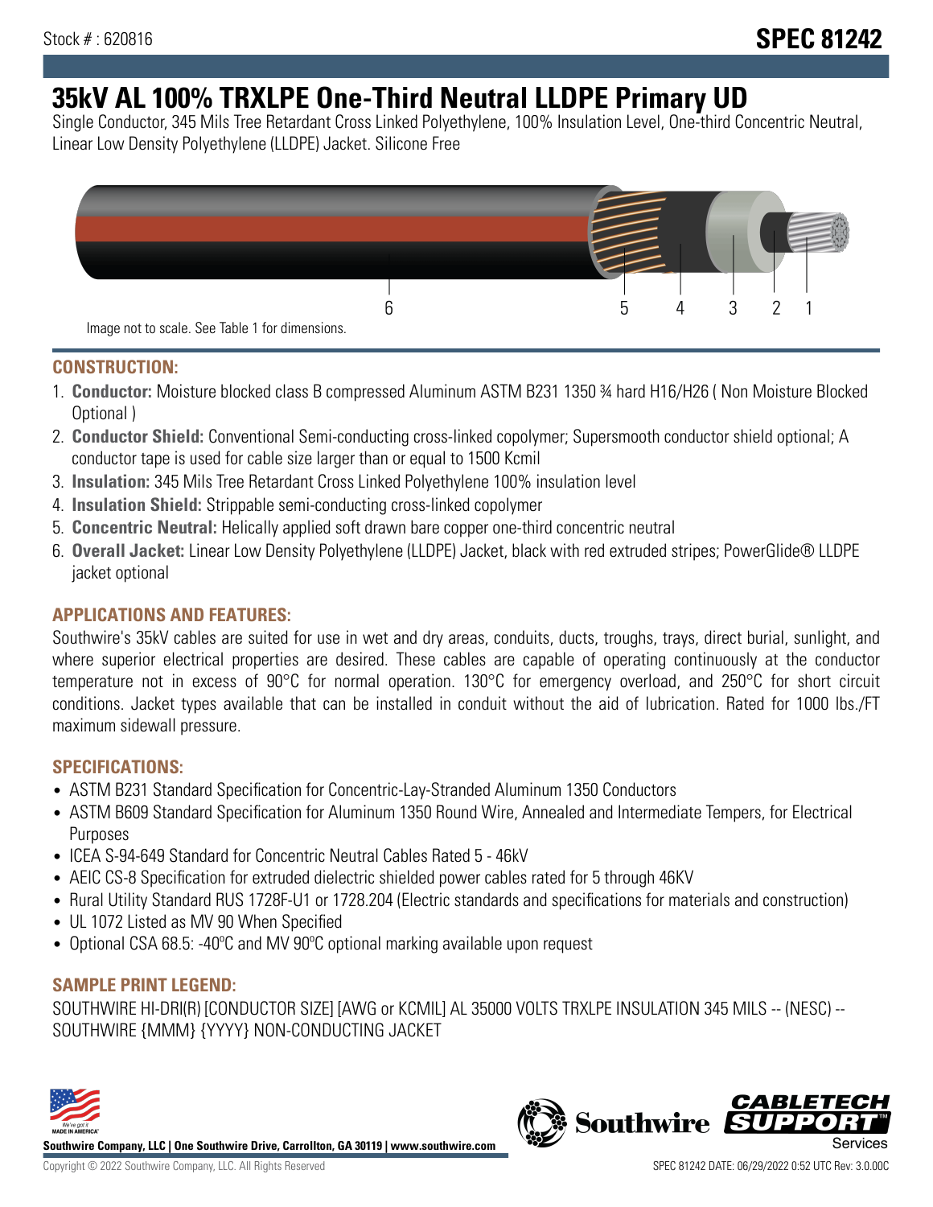Stock # : 620816

# SPEC 81242

# 35kV AL 100% TRXLPE One-Third Neutral LLDPE Primary UD

Single Conductor, 345 Mils Tree Retardant Cross Linked Polyethylene, 100% Insulation Level, One-third Concentric Neutral, Linear Low Density Polyethylene (LLDPE) Jacket. Silicone Free

6 5 4 3 2 1

Image not to scale. See Table 1 for dimensions.

## CONSTRUCTION:

1. **Conductor:** Moisture blocked class B compressed Aluminum ASTM B231 1350 ¾ hard H16/H26 ( Non Moisture Blocked Optional )
2. **Conductor Shield:** Conventional Semi-conducting cross-linked copolymer; Supersmooth conductor shield optional; A conductor tape is used for cable size larger than or equal to 1500 Kcmil
3. **Insulation:** 345 Mils Tree Retardant Cross Linked Polyethylene 100% insulation level
4. **Insulation Shield:** Strippable semi-conducting cross-linked copolymer
5. **Concentric Neutral:** Helically applied soft drawn bare copper one-third concentric neutral
6. **Overall Jacket:** Linear Low Density Polyethylene (LLDPE) Jacket, black with red extruded stripes; PowerGlide® LLDPE jacket optional

## APPLICATIONS AND FEATURES:

Southwire's 35kV cables are suited for use in wet and dry areas, conduits, ducts, troughs, trays, direct burial, sunlight, and where superior electrical properties are desired. These cables are capable of operating continuously at the conductor temperature not in excess of 90°C for normal operation. 130°C for emergency overload, and 250°C for short circuit conditions. Jacket types available that can be installed in conduit without the aid of lubrication. Rated for 1000 lbs./FT maximum sidewall pressure.

## SPECIFICATIONS:

- ASTM B231 Standard Specification for Concentric-Lay-Stranded Aluminum 1350 Conductors
- ASTM B609 Standard Specification for Aluminum 1350 Round Wire, Annealed and Intermediate Tempers, for Electrical Purposes
- ICEA S-94-649 Standard for Concentric Neutral Cables Rated 5 - 46kV
- AEIC CS-8 Specification for extruded dielectric shielded power cables rated for 5 through 46KV
- Rural Utility Standard RUS 1728F-U1 or 1728.204 (Electric standards and specifications for materials and construction)
- UL 1072 Listed as MV 90 When Specified
- Optional CSA 68.5: -40ºC and MV 90ºC optional marking available upon request

## SAMPLE PRINT LEGEND:

SOUTHWIRE HI-DRI(R) [CONDUCTOR SIZE] [AWG or KCMIL] AL 35000 VOLTS TRXLPE INSULATION 345 MILS -- (NESC) -- SOUTHWIRE {MMM} {YYYY} NON-CONDUCTING JACKET

**Southwire Company, LLC | One Southwire Drive, Carrollton, GA 30119 | www.southwire.com**

Copyright © 2022 Southwire Company, LLC. All Rights Reserved

SPEC 81242 DATE: 06/29/2022 0:52 UTC Rev: 3.0.00C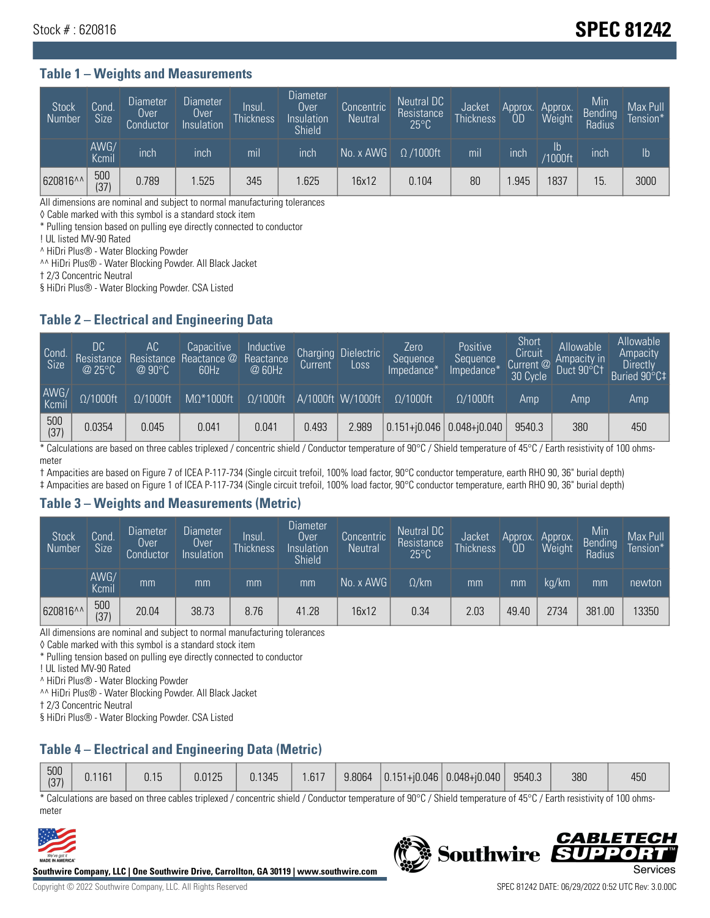Stock # : 620816

# SPEC 81242

## Table 1 – Weights and Measurements

| Stock Number | Cond. Size | Diameter Over Conductor | Diameter Over Insulation | Insul. Thickness | Diameter Over Insulation Shield | Concentric Neutral | Neutral DC Resistance 25°C | Jacket Thickness | Approx. OD | Approx. Weight | Min Bending Radius | Max Pull Tension* |
|---|---|---|---|---|---|---|---|---|---|---|---|---|
| | AWG/ Kcmil | inch | inch | mil | inch | No. x AWG | Ω /1000ft | mil | inch | lb /1000ft | inch | lb |
| 620816^^ | 500 (37) | 0.789 | 1.525 | 345 | 1.625 | 16x12 | 0.104 | 80 | 1.945 | 1837 | 15. | 3000 |

All dimensions are nominal and subject to normal manufacturing tolerances
◊ Cable marked with this symbol is a standard stock item
* Pulling tension based on pulling eye directly connected to conductor
! UL listed MV-90 Rated
^ HiDri Plus® - Water Blocking Powder
^^ HiDri Plus® - Water Blocking Powder. All Black Jacket
† 2/3 Concentric Neutral
§ HiDri Plus® - Water Blocking Powder. CSA Listed

## Table 2 – Electrical and Engineering Data

| Cond. Size | DC Resistance @ 25°C | AC Resistance @ 90°C | Capacitive Reactance @ 60Hz | Inductive Reactance @ 60Hz | Charging Current | Dielectric Loss | Zero Sequence Impedance* | Positive Sequence Impedance* | Short Circuit Current @ 30 Cycle | Allowable Ampacity in Duct 90°C† | Allowable Ampacity Directly Buried 90°C‡ |
|---|---|---|---|---|---|---|---|---|---|---|---|
| AWG/ Kcmil | Ω/1000ft | Ω/1000ft | MΩ*1000ft | Ω/1000ft | A/1000ft | W/1000ft | Ω/1000ft | Ω/1000ft | Amp | Amp | Amp |
| 500 (37) | 0.0354 | 0.045 | 0.041 | 0.041 | 0.493 | 2.989 | 0.151+j0.046 | 0.048+j0.040 | 9540.3 | 380 | 450 |

* Calculations are based on three cables triplexed / concentric shield / Conductor temperature of 90°C / Shield temperature of 45°C / Earth resistivity of 100 ohms-meter
† Ampacities are based on Figure 7 of ICEA P-117-734 (Single circuit trefoil, 100% load factor, 90°C conductor temperature, earth RHO 90, 36" burial depth)
‡ Ampacities are based on Figure 1 of ICEA P-117-734 (Single circuit trefoil, 100% load factor, 90°C conductor temperature, earth RHO 90, 36" burial depth)

## Table 3 – Weights and Measurements (Metric)

| Stock Number | Cond. Size | Diameter Over Conductor | Diameter Over Insulation | Insul. Thickness | Diameter Over Insulation Shield | Concentric Neutral | Neutral DC Resistance 25°C | Jacket Thickness | Approx. OD | Approx. Weight | Min Bending Radius | Max Pull Tension* |
|---|---|---|---|---|---|---|---|---|---|---|---|---|
| | AWG/ Kcmil | mm | mm | mm | mm | No. x AWG | Ω/km | mm | mm | kg/km | mm | newton |
| 620816^^ | 500 (37) | 20.04 | 38.73 | 8.76 | 41.28 | 16x12 | 0.34 | 2.03 | 49.40 | 2734 | 381.00 | 13350 |

All dimensions are nominal and subject to normal manufacturing tolerances
◊ Cable marked with this symbol is a standard stock item
* Pulling tension based on pulling eye directly connected to conductor
! UL listed MV-90 Rated
^ HiDri Plus® - Water Blocking Powder
^^ HiDri Plus® - Water Blocking Powder. All Black Jacket
† 2/3 Concentric Neutral
§ HiDri Plus® - Water Blocking Powder. CSA Listed

## Table 4 – Electrical and Engineering Data (Metric)

| | | | | | | | | | | | |
|---|---|---|---|---|---|---|---|---|---|---|---|
| 500 (37) | 0.1161 | 0.15 | 0.0125 | 0.1345 | 1.617 | 9.8064 | 0.151+j0.046 | 0.048+j0.040 | 9540.3 | 380 | 450 |

* Calculations are based on three cables triplexed / concentric shield / Conductor temperature of 90°C / Shield temperature of 45°C / Earth resistivity of 100 ohms-meter

Southwire Company, LLC | One Southwire Drive, Carrollton, GA 30119 | www.southwire.com

Copyright © 2022 Southwire Company, LLC. All Rights Reserved

SPEC 81242 DATE: 06/29/2022 0:52 UTC Rev: 3.0.00C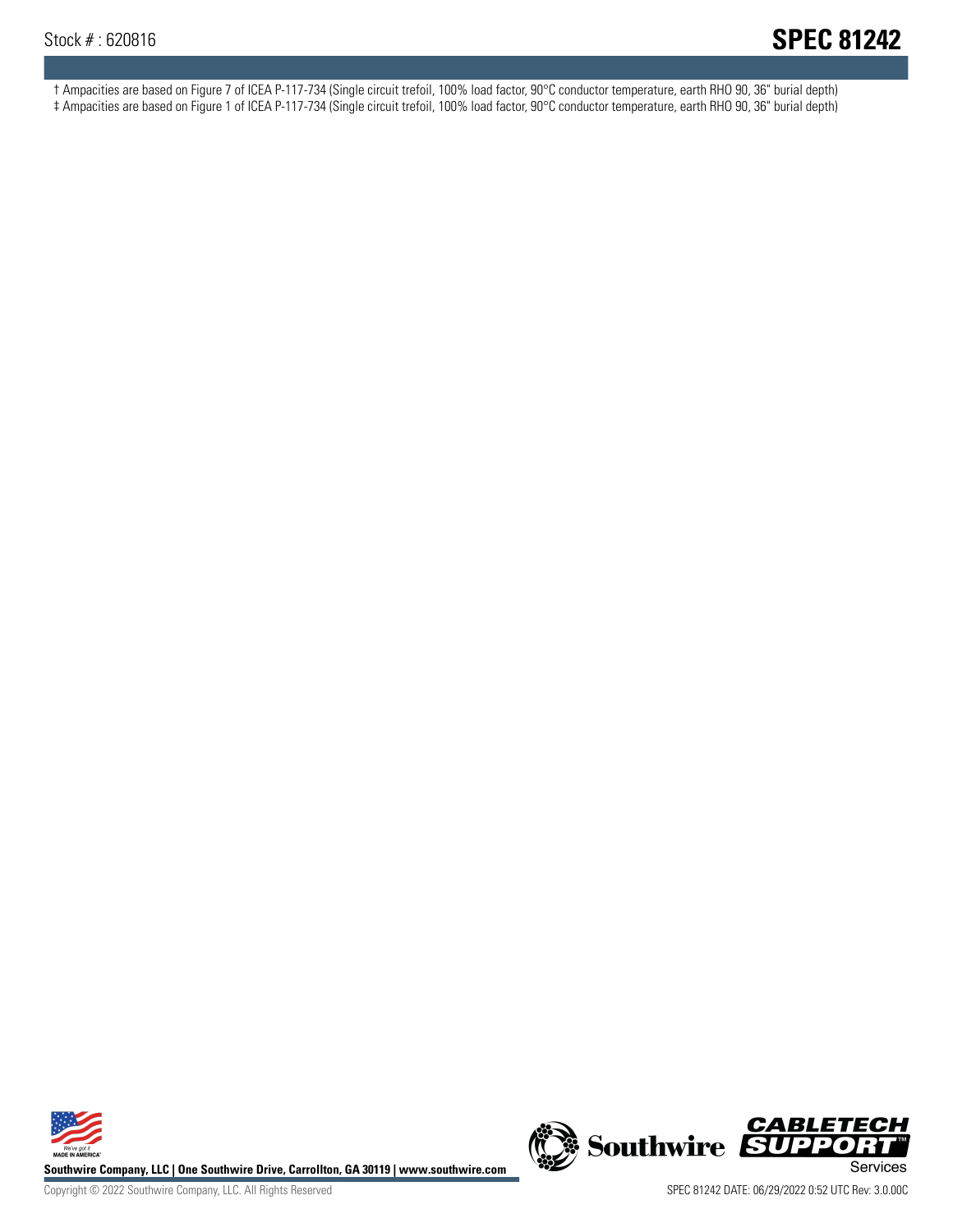† Ampacities are based on Figure 7 of ICEA P-117-734 (Single circuit trefoil, 100% load factor, 90°C conductor temperature, earth RHO 90, 36" burial depth)

‡ Ampacities are based on Figure 1 of ICEA P-117-734 (Single circuit trefoil, 100% load factor, 90°C conductor temperature, earth RHO 90, 36" burial depth)